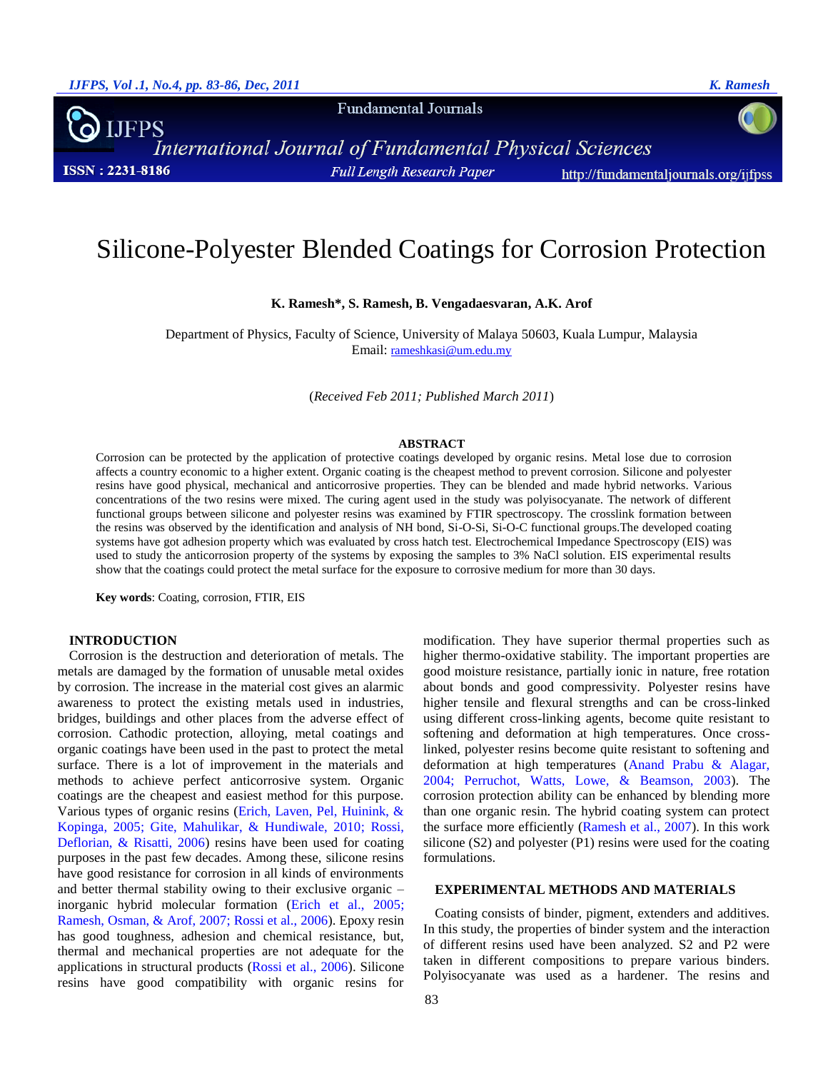# Silicone-Polyester Blended Coatings for Corrosion Protection

**K. Ramesh\*, S. Ramesh, B. Vengadaesvaran, A.K. Arof**

Department of Physics, Faculty of Science, University of Malaya 50603, Kuala Lumpur, Malaysia
Email: rameshkasi@um.edu.my

(*Received Feb 2011; Published March 2011*)

## ABSTRACT

Corrosion can be protected by the application of protective coatings developed by organic resins. Metal lose due to corrosion affects a country economic to a higher extent. Organic coating is the cheapest method to prevent corrosion. Silicone and polyester resins have good physical, mechanical and anticorrosive properties. They can be blended and made hybrid networks. Various concentrations of the two resins were mixed. The curing agent used in the study was polyisocyanate. The network of different functional groups between silicone and polyester resins was examined by FTIR spectroscopy. The crosslink formation between the resins was observed by the identification and analysis of NH bond, Si-O-Si, Si-O-C functional groups.The developed coating systems have got adhesion property which was evaluated by cross hatch test. Electrochemical Impedance Spectroscopy (EIS) was used to study the anticorrosion property of the systems by exposing the samples to 3% NaCl solution. EIS experimental results show that the coatings could protect the metal surface for the exposure to corrosive medium for more than 30 days.

**Key words**: Coating, corrosion, FTIR, EIS

## INTRODUCTION

Corrosion is the destruction and deterioration of metals. The metals are damaged by the formation of unusable metal oxides by corrosion. The increase in the material cost gives an alarmic awareness to protect the existing metals used in industries, bridges, buildings and other places from the adverse effect of corrosion. Cathodic protection, alloying, metal coatings and organic coatings have been used in the past to protect the metal surface. There is a lot of improvement in the materials and methods to achieve perfect anticorrosive system. Organic coatings are the cheapest and easiest method for this purpose. Various types of organic resins (Erich, Laven, Pel, Huinink, & Kopinga, 2005; Gite, Mahulikar, & Hundiwale, 2010; Rossi, Deflorian, & Risatti, 2006) resins have been used for coating purposes in the past few decades. Among these, silicone resins have good resistance for corrosion in all kinds of environments and better thermal stability owing to their exclusive organic – inorganic hybrid molecular formation (Erich et al., 2005; Ramesh, Osman, & Arof, 2007; Rossi et al., 2006). Epoxy resin has good toughness, adhesion and chemical resistance, but, thermal and mechanical properties are not adequate for the applications in structural products (Rossi et al., 2006). Silicone resins have good compatibility with organic resins for modification. They have superior thermal properties such as higher thermo-oxidative stability. The important properties are good moisture resistance, partially ionic in nature, free rotation about bonds and good compressivity. Polyester resins have higher tensile and flexural strengths and can be cross-linked using different cross-linking agents, become quite resistant to softening and deformation at high temperatures. Once cross-linked, polyester resins become quite resistant to softening and deformation at high temperatures (Anand Prabu & Alagar, 2004; Perruchot, Watts, Lowe, & Beamson, 2003). The corrosion protection ability can be enhanced by blending more than one organic resin. The hybrid coating system can protect the surface more efficiently (Ramesh et al., 2007). In this work silicone (S2) and polyester (P1) resins were used for the coating formulations.

## EXPERIMENTAL METHODS AND MATERIALS

Coating consists of binder, pigment, extenders and additives. In this study, the properties of binder system and the interaction of different resins used have been analyzed. S2 and P2 were taken in different compositions to prepare various binders. Polyisocyanate was used as a hardener. The resins and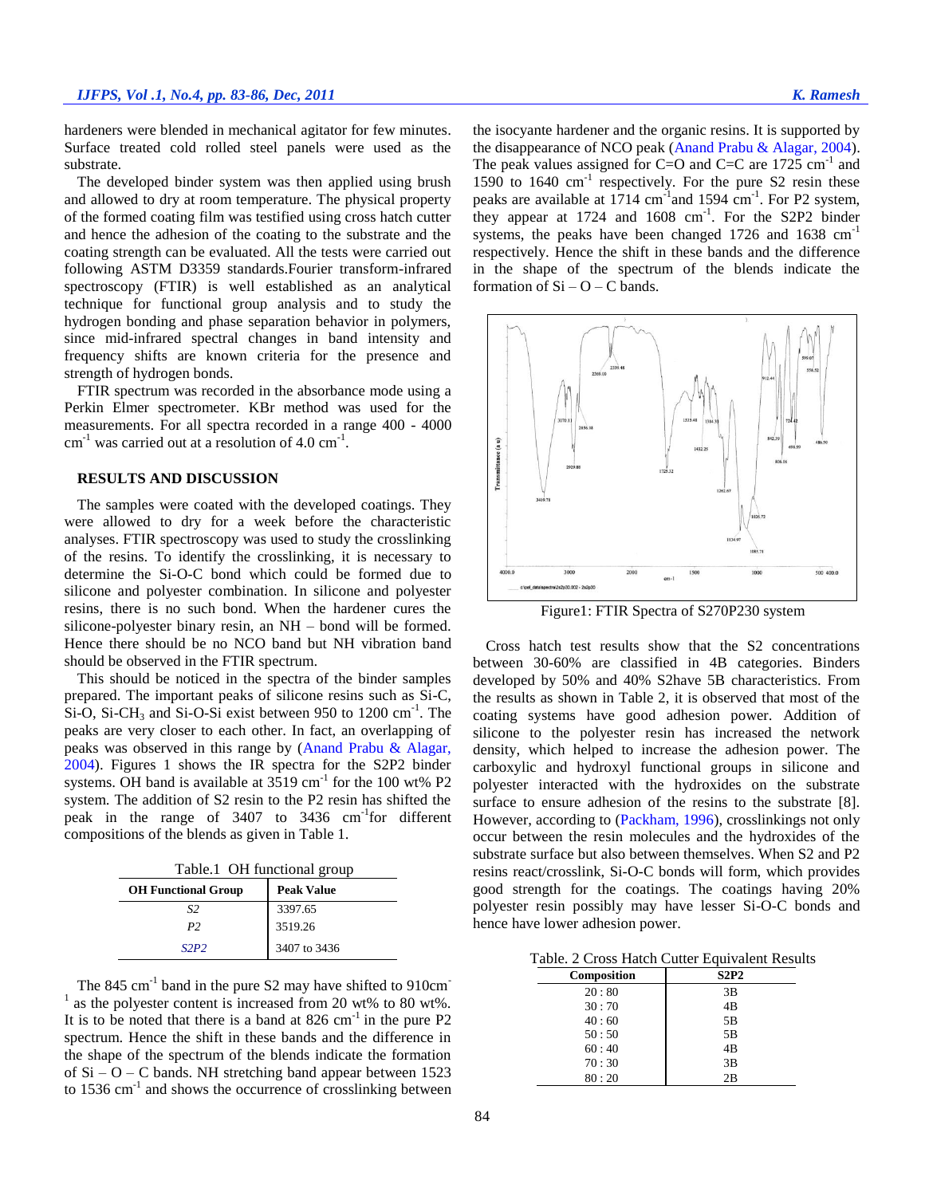hardeners were blended in mechanical agitator for few minutes. Surface treated cold rolled steel panels were used as the substrate.

The developed binder system was then applied using brush and allowed to dry at room temperature. The physical property of the formed coating film was testified using cross hatch cutter and hence the adhesion of the coating to the substrate and the coating strength can be evaluated. All the tests were carried out following ASTM D3359 standards.Fourier transform-infrared spectroscopy (FTIR) is well established as an analytical technique for functional group analysis and to study the hydrogen bonding and phase separation behavior in polymers, since mid-infrared spectral changes in band intensity and frequency shifts are known criteria for the presence and strength of hydrogen bonds.

FTIR spectrum was recorded in the absorbance mode using a Perkin Elmer spectrometer. KBr method was used for the measurements. For all spectra recorded in a range 400 - 4000 $cm^{-1}$ was carried out at a resolution of 4.0 $cm^{-1}$.

## RESULTS AND DISCUSSION

The samples were coated with the developed coatings. They were allowed to dry for a week before the characteristic analyses. FTIR spectroscopy was used to study the crosslinking of the resins. To identify the crosslinking, it is necessary to determine the Si-O-C bond which could be formed due to silicone and polyester combination. In silicone and polyester resins, there is no such bond. When the hardener cures the silicone-polyester binary resin, an NH – bond will be formed. Hence there should be no NCO band but NH vibration band should be observed in the FTIR spectrum.

This should be noticed in the spectra of the binder samples prepared. The important peaks of silicone resins such as Si-C, Si-O, Si-$CH_3$ and Si-O-Si exist between 950 to 1200 $cm^{-1}$. The peaks are very closer to each other. In fact, an overlapping of peaks was observed in this range by (Anand Prabu & Alagar, 2004). Figures 1 shows the IR spectra for the S2P2 binder systems. OH band is available at 3519 $cm^{-1}$ for the 100 wt% P2 system. The addition of S2 resin to the P2 resin has shifted the peak in the range of 3407 to 3436 $cm^{-1}$for different compositions of the blends as given in Table 1.

Table.1 OH functional group

| OH Functional Group | Peak Value |
|---|---|
| S2 | 3397.65 |
| P2 | 3519.26 |
| S2P2 | 3407 to 3436 |

The 845 $cm^{-1}$ band in the pure S2 may have shifted to 910$cm^{-1}$ as the polyester content is increased from 20 wt% to 80 wt%. It is to be noted that there is a band at 826 $cm^{-1}$ in the pure P2 spectrum. Hence the shift in these bands and the difference in the shape of the spectrum of the blends indicate the formation of Si – O – C bands. NH stretching band appear between 1523 to 1536 $cm^{-1}$ and shows the occurrence of crosslinking between the isocyante hardener and the organic resins. It is supported by the disappearance of NCO peak (Anand Prabu & Alagar, 2004). The peak values assigned for C=O and C=C are 1725 $cm^{-1}$ and 1590 to 1640 $cm^{-1}$ respectively. For the pure S2 resin these peaks are available at 1714 $cm^{-1}$and 1594 $cm^{-1}$. For P2 system, they appear at 1724 and 1608 $cm^{-1}$. For the S2P2 binder systems, the peaks have been changed 1726 and 1638 $cm^{-1}$ respectively. Hence the shift in these bands and the difference in the shape of the spectrum of the blends indicate the formation of Si – O – C bands.

Figure1: FTIR Spectra of S270P230 system

Cross hatch test results show that the S2 concentrations between 30-60% are classified in 4B categories. Binders developed by 50% and 40% S2have 5B characteristics. From the results as shown in Table 2, it is observed that most of the coating systems have good adhesion power. Addition of silicone to the polyester resin has increased the network density, which helped to increase the adhesion power. The carboxylic and hydroxyl functional groups in silicone and polyester interacted with the hydroxides on the substrate surface to ensure adhesion of the resins to the substrate [8]. However, according to (Packham, 1996), crosslinkings not only occur between the resin molecules and the hydroxides of the substrate surface but also between themselves. When S2 and P2 resins react/crosslink, Si-O-C bonds will form, which provides good strength for the coatings. The coatings having 20% polyester resin possibly may have lesser Si-O-C bonds and hence have lower adhesion power.

Table. 2 Cross Hatch Cutter Equivalent Results

| Composition | S2P2 |
|---|---|
| 20 : 80 | 3B |
| 30 : 70 | 4B |
| 40 : 60 | 5B |
| 50 : 50 | 5B |
| 60 : 40 | 4B |
| 70 : 30 | 3B |
| 80 : 20 | 2B |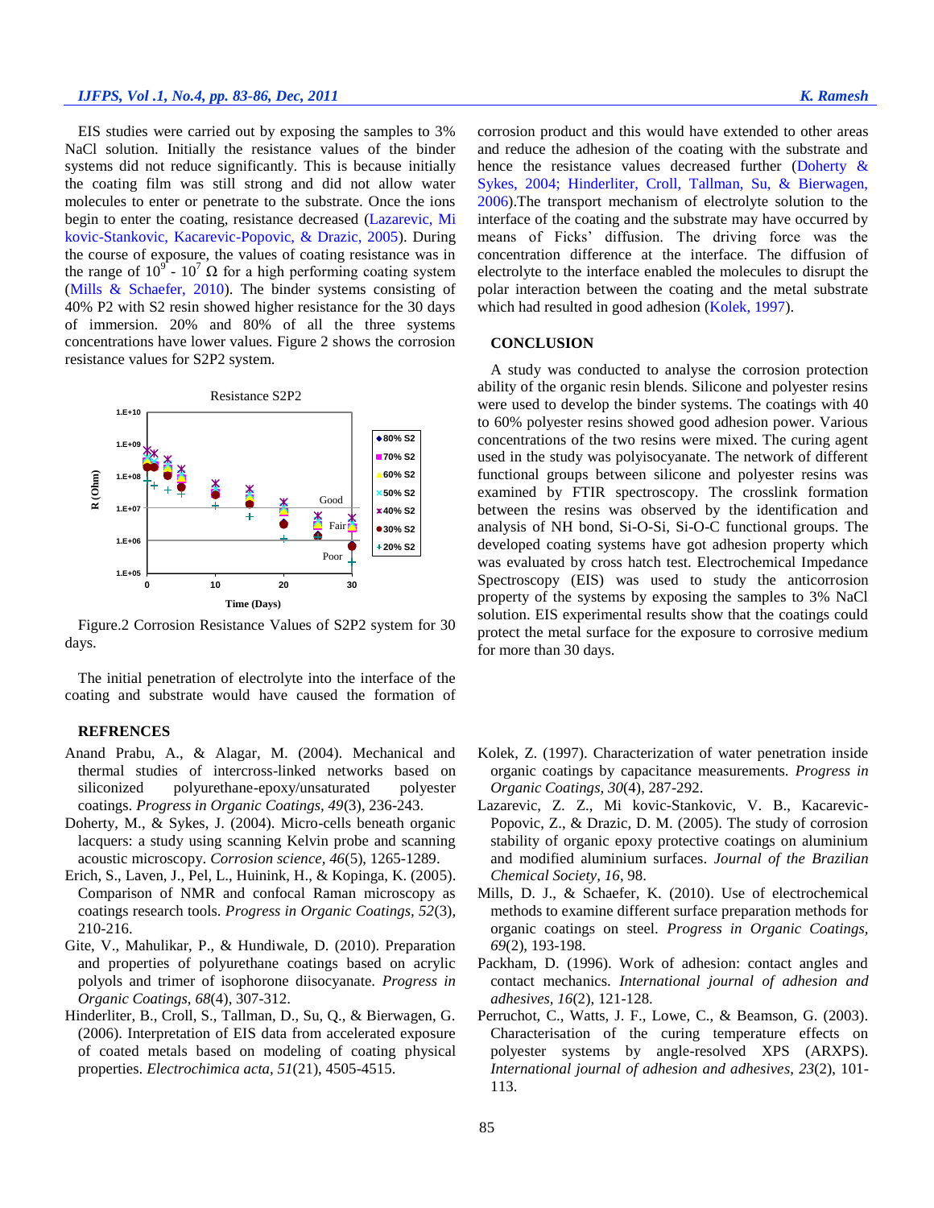EIS studies were carried out by exposing the samples to 3% NaCl solution. Initially the resistance values of the binder systems did not reduce significantly. This is because initially the coating film was still strong and did not allow water molecules to enter or penetrate to the substrate. Once the ions begin to enter the coating, resistance decreased (Lazarevic, Mi kovic-Stankovic, Kacarevic-Popovic, & Drazic, 2005). During the course of exposure, the values of coating resistance was in the range of $10^9$ - $10^7$ Ω for a high performing coating system (Mills & Schaefer, 2010). The binder systems consisting of 40% P2 with S2 resin showed higher resistance for the 30 days of immersion. 20% and 80% of all the three systems concentrations have lower values. Figure 2 shows the corrosion resistance values for S2P2 system.

Figure.2 Corrosion Resistance Values of S2P2 system for 30 days.

The initial penetration of electrolyte into the interface of the coating and substrate would have caused the formation of corrosion product and this would have extended to other areas and reduce the adhesion of the coating with the substrate and hence the resistance values decreased further (Doherty & Sykes, 2004; Hinderliter, Croll, Tallman, Su, & Bierwagen, 2006).The transport mechanism of electrolyte solution to the interface of the coating and the substrate may have occurred by means of Ficks' diffusion. The driving force was the concentration difference at the interface. The diffusion of electrolyte to the interface enabled the molecules to disrupt the polar interaction between the coating and the metal substrate which had resulted in good adhesion (Kolek, 1997).

## CONCLUSION

A study was conducted to analyse the corrosion protection ability of the organic resin blends. Silicone and polyester resins were used to develop the binder systems. The coatings with 40 to 60% polyester resins showed good adhesion power. Various concentrations of the two resins were mixed. The curing agent used in the study was polyisocyanate. The network of different functional groups between silicone and polyester resins was examined by FTIR spectroscopy. The crosslink formation between the resins was observed by the identification and analysis of NH bond, Si-O-Si, Si-O-C functional groups. The developed coating systems have got adhesion property which was evaluated by cross hatch test. Electrochemical Impedance Spectroscopy (EIS) was used to study the anticorrosion property of the systems by exposing the samples to 3% NaCl solution. EIS experimental results show that the coatings could protect the metal surface for the exposure to corrosive medium for more than 30 days.

## REFRENCES

Anand Prabu, A., & Alagar, M. (2004). Mechanical and thermal studies of intercross-linked networks based on siliconized polyurethane-epoxy/unsaturated polyester coatings. *Progress in Organic Coatings, 49*(3), 236-243.

Doherty, M., & Sykes, J. (2004). Micro-cells beneath organic lacquers: a study using scanning Kelvin probe and scanning acoustic microscopy. *Corrosion science, 46*(5), 1265-1289.

Erich, S., Laven, J., Pel, L., Huinink, H., & Kopinga, K. (2005). Comparison of NMR and confocal Raman microscopy as coatings research tools. *Progress in Organic Coatings, 52*(3), 210-216.

Gite, V., Mahulikar, P., & Hundiwale, D. (2010). Preparation and properties of polyurethane coatings based on acrylic polyols and trimer of isophorone diisocyanate. *Progress in Organic Coatings, 68*(4), 307-312.

Hinderliter, B., Croll, S., Tallman, D., Su, Q., & Bierwagen, G. (2006). Interpretation of EIS data from accelerated exposure of coated metals based on modeling of coating physical properties. *Electrochimica acta, 51*(21), 4505-4515.

Kolek, Z. (1997). Characterization of water penetration inside organic coatings by capacitance measurements. *Progress in Organic Coatings, 30*(4), 287-292.

Lazarevic, Z. Z., Mi kovic-Stankovic, V. B., Kacarevic-Popovic, Z., & Drazic, D. M. (2005). The study of corrosion stability of organic epoxy protective coatings on aluminium and modified aluminium surfaces. *Journal of the Brazilian Chemical Society, 16*, 98.

Mills, D. J., & Schaefer, K. (2010). Use of electrochemical methods to examine different surface preparation methods for organic coatings on steel. *Progress in Organic Coatings, 69*(2), 193-198.

Packham, D. (1996). Work of adhesion: contact angles and contact mechanics. *International journal of adhesion and adhesives, 16*(2), 121-128.

Perruchot, C., Watts, J. F., Lowe, C., & Beamson, G. (2003). Characterisation of the curing temperature effects on polyester systems by angle-resolved XPS (ARXPS). *International journal of adhesion and adhesives, 23*(2), 101-113.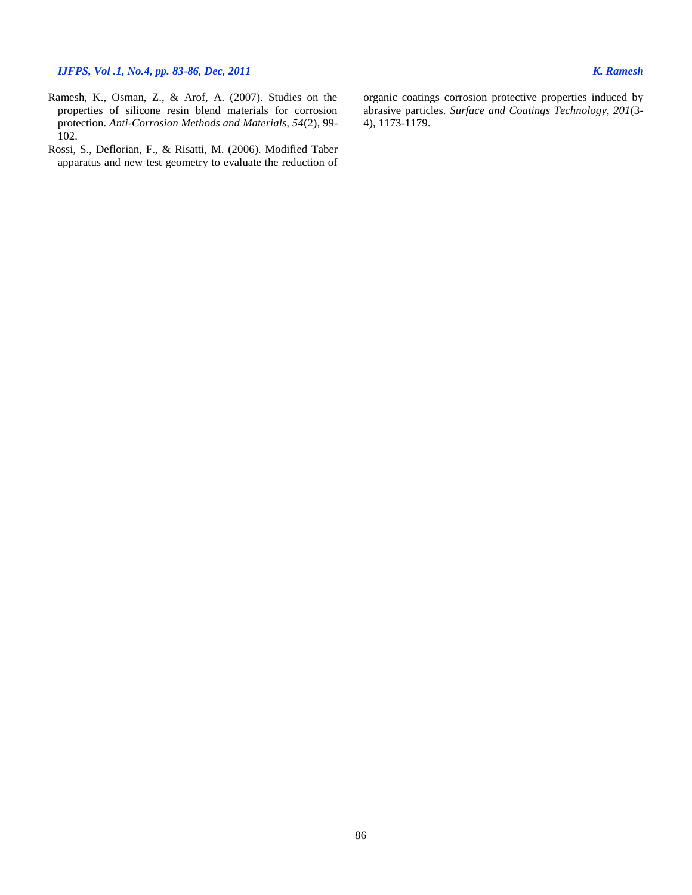Ramesh, K., Osman, Z., & Arof, A. (2007). Studies on the properties of silicone resin blend materials for corrosion protection. *Anti-Corrosion Methods and Materials, 54*(2), 99-102.

Rossi, S., Deflorian, F., & Risatti, M. (2006). Modified Taber apparatus and new test geometry to evaluate the reduction of organic coatings corrosion protective properties induced by abrasive particles. *Surface and Coatings Technology, 201*(3-4), 1173-1179.